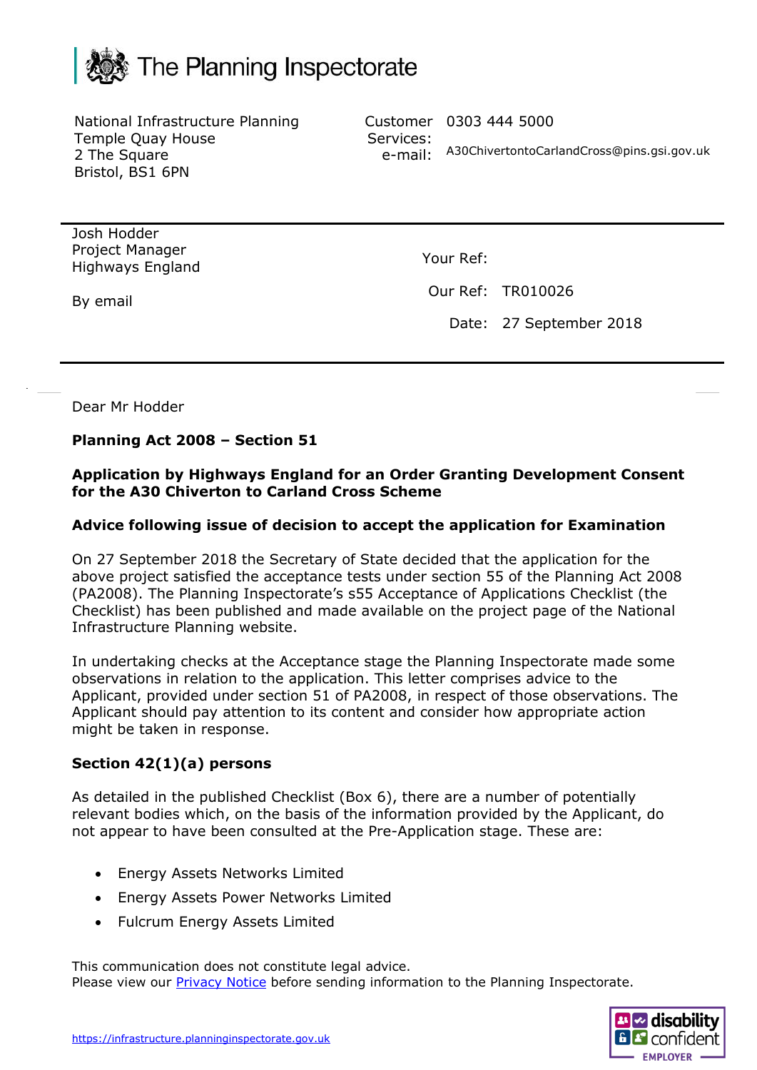# The Planning Inspectorate

National Infrastructure Planning
Temple Quay House
2 The Square
Bristol, BS1 6PN

Customer Services: 0303 444 5000
e-mail: A30ChivertontoCarlandCross@pins.gsi.gov.uk

Josh Hodder
Project Manager
Highways England

By email

Your Ref:

Our Ref: TR010026

Date: 27 September 2018

Dear Mr Hodder

**Planning Act 2008 – Section 51**

**Application by Highways England for an Order Granting Development Consent for the A30 Chiverton to Carland Cross Scheme**

**Advice following issue of decision to accept the application for Examination**

On 27 September 2018 the Secretary of State decided that the application for the above project satisfied the acceptance tests under section 55 of the Planning Act 2008 (PA2008). The Planning Inspectorate's s55 Acceptance of Applications Checklist (the Checklist) has been published and made available on the project page of the National Infrastructure Planning website.

In undertaking checks at the Acceptance stage the Planning Inspectorate made some observations in relation to the application. This letter comprises advice to the Applicant, provided under section 51 of PA2008, in respect of those observations. The Applicant should pay attention to its content and consider how appropriate action might be taken in response.

**Section 42(1)(a) persons**

As detailed in the published Checklist (Box 6), there are a number of potentially relevant bodies which, on the basis of the information provided by the Applicant, do not appear to have been consulted at the Pre-Application stage. These are:

- Energy Assets Networks Limited
- Energy Assets Power Networks Limited
- Fulcrum Energy Assets Limited

This communication does not constitute legal advice.
Please view our Privacy Notice before sending information to the Planning Inspectorate.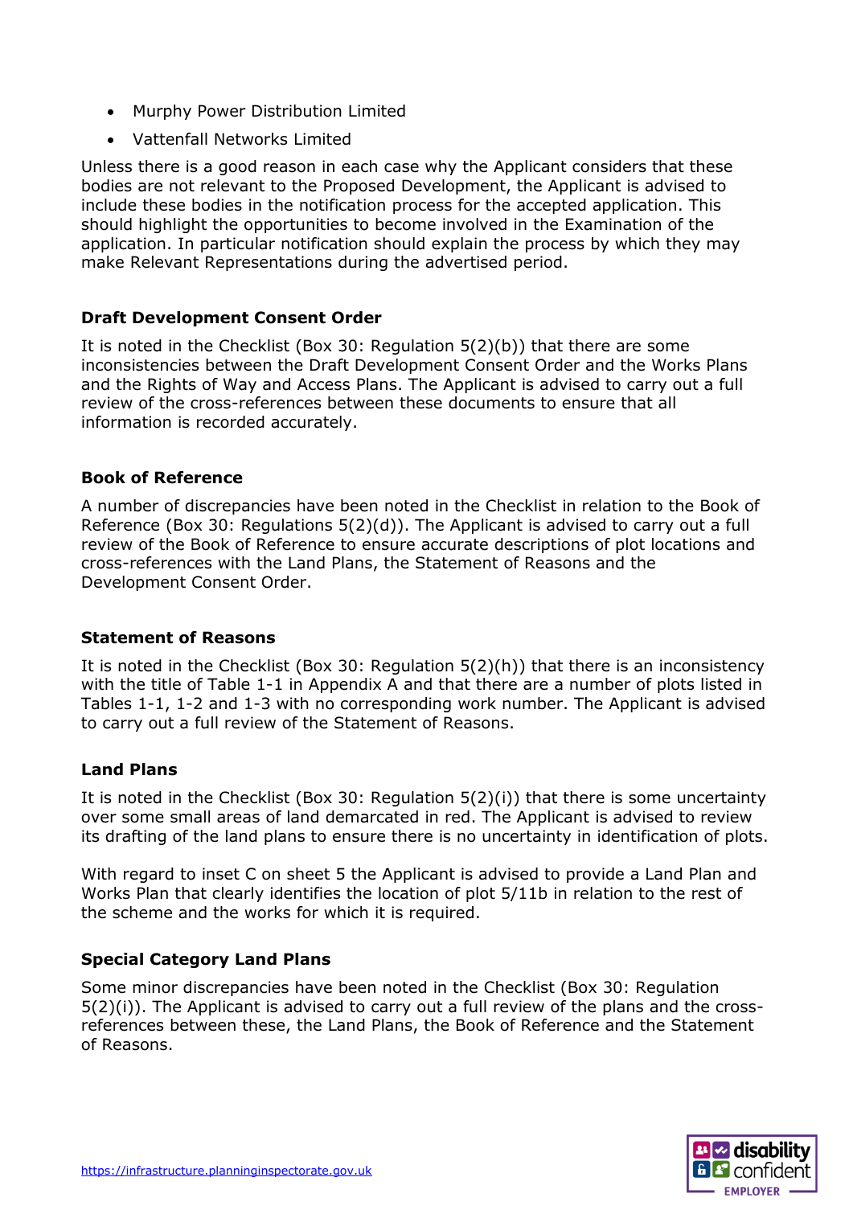- Murphy Power Distribution Limited
- Vattenfall Networks Limited

Unless there is a good reason in each case why the Applicant considers that these bodies are not relevant to the Proposed Development, the Applicant is advised to include these bodies in the notification process for the accepted application. This should highlight the opportunities to become involved in the Examination of the application. In particular notification should explain the process by which they may make Relevant Representations during the advertised period.

**Draft Development Consent Order**

It is noted in the Checklist (Box 30: Regulation 5(2)(b)) that there are some inconsistencies between the Draft Development Consent Order and the Works Plans and the Rights of Way and Access Plans. The Applicant is advised to carry out a full review of the cross-references between these documents to ensure that all information is recorded accurately.

**Book of Reference**

A number of discrepancies have been noted in the Checklist in relation to the Book of Reference (Box 30: Regulations 5(2)(d)). The Applicant is advised to carry out a full review of the Book of Reference to ensure accurate descriptions of plot locations and cross-references with the Land Plans, the Statement of Reasons and the Development Consent Order.

**Statement of Reasons**

It is noted in the Checklist (Box 30: Regulation 5(2)(h)) that there is an inconsistency with the title of Table 1-1 in Appendix A and that there are a number of plots listed in Tables 1-1, 1-2 and 1-3 with no corresponding work number. The Applicant is advised to carry out a full review of the Statement of Reasons.

**Land Plans**

It is noted in the Checklist (Box 30: Regulation 5(2)(i)) that there is some uncertainty over some small areas of land demarcated in red. The Applicant is advised to review its drafting of the land plans to ensure there is no uncertainty in identification of plots.

With regard to inset C on sheet 5 the Applicant is advised to provide a Land Plan and Works Plan that clearly identifies the location of plot 5/11b in relation to the rest of the scheme and the works for which it is required.

**Special Category Land Plans**

Some minor discrepancies have been noted in the Checklist (Box 30: Regulation 5(2)(i)). The Applicant is advised to carry out a full review of the plans and the cross-references between these, the Land Plans, the Book of Reference and the Statement of Reasons.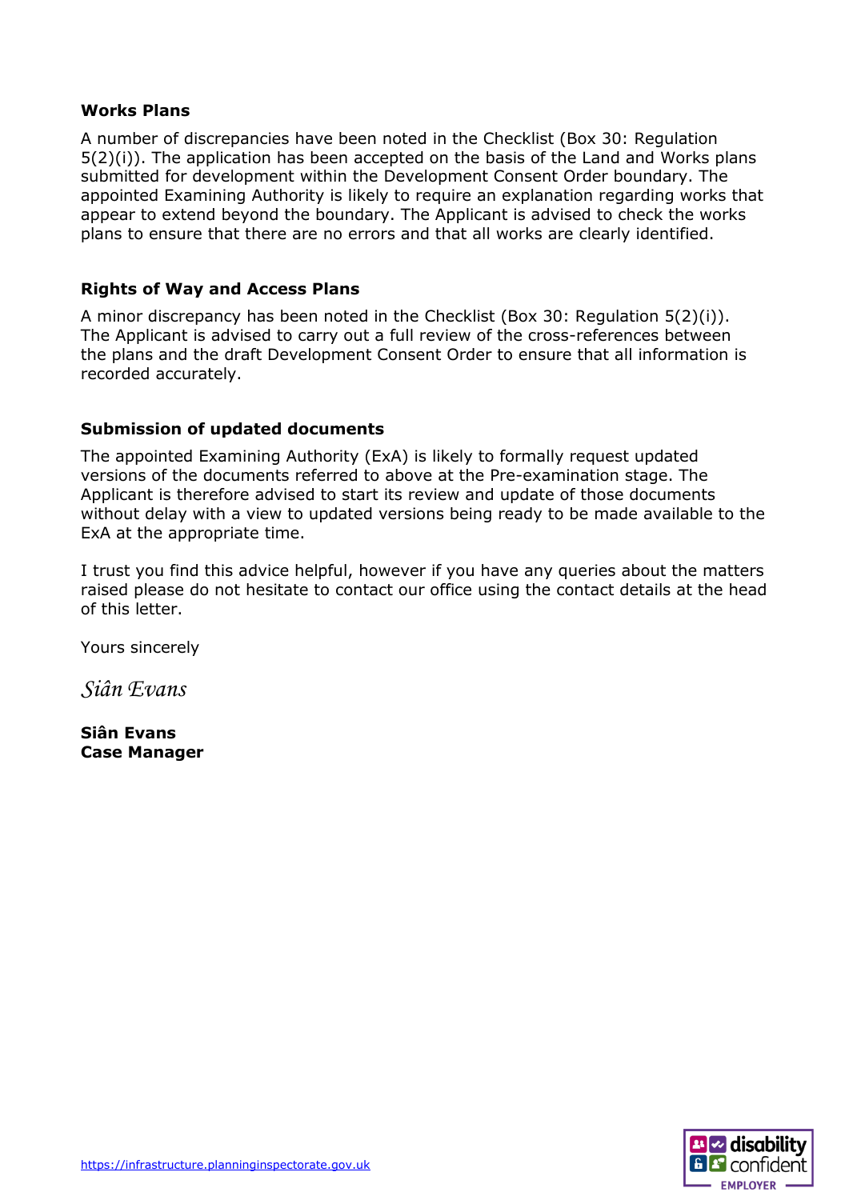**Works Plans**

A number of discrepancies have been noted in the Checklist (Box 30: Regulation 5(2)(i)). The application has been accepted on the basis of the Land and Works plans submitted for development within the Development Consent Order boundary. The appointed Examining Authority is likely to require an explanation regarding works that appear to extend beyond the boundary. The Applicant is advised to check the works plans to ensure that there are no errors and that all works are clearly identified.

**Rights of Way and Access Plans**

A minor discrepancy has been noted in the Checklist (Box 30: Regulation 5(2)(i)). The Applicant is advised to carry out a full review of the cross-references between the plans and the draft Development Consent Order to ensure that all information is recorded accurately.

**Submission of updated documents**

The appointed Examining Authority (ExA) is likely to formally request updated versions of the documents referred to above at the Pre-examination stage. The Applicant is therefore advised to start its review and update of those documents without delay with a view to updated versions being ready to be made available to the ExA at the appropriate time.

I trust you find this advice helpful, however if you have any queries about the matters raised please do not hesitate to contact our office using the contact details at the head of this letter.

Yours sincerely

*Siân Evans*

**Siân Evans**
**Case Manager**

https://infrastructure.planninginspectorate.gov.uk